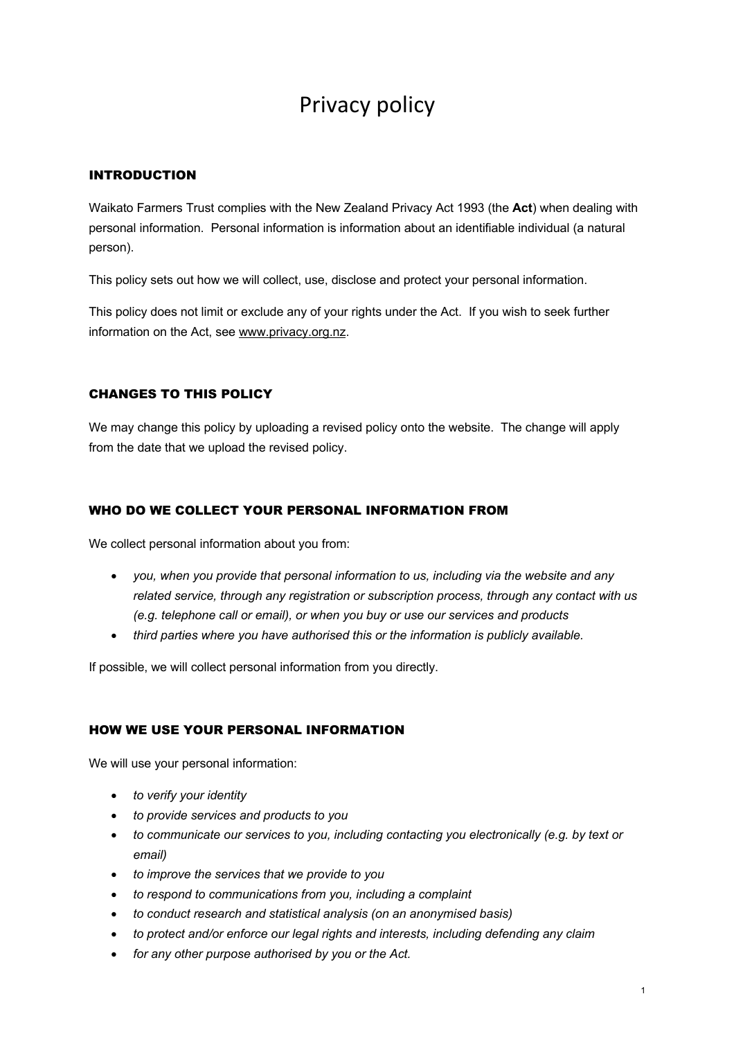# Privacy policy

## INTRODUCTION

Waikato Farmers Trust complies with the New Zealand Privacy Act 1993 (the **Act**) when dealing with personal information. Personal information is information about an identifiable individual (a natural person).

This policy sets out how we will collect, use, disclose and protect your personal information.

This policy does not limit or exclude any of your rights under the Act. If you wish to seek further information on the Act, see www.privacy.org.nz.

## CHANGES TO THIS POLICY

We may change this policy by uploading a revised policy onto the website. The change will apply from the date that we upload the revised policy.

## WHO DO WE COLLECT YOUR PERSONAL INFORMATION FROM

We collect personal information about you from:

- *you, when you provide that personal information to us, including via the website and any related service, through any registration or subscription process, through any contact with us (e.g. telephone call or email), or when you buy or use our services and products*
- *third parties where you have authorised this or the information is publicly available.*

If possible, we will collect personal information from you directly.

## HOW WE USE YOUR PERSONAL INFORMATION

We will use your personal information:

- *to verify your identity*
- *to provide services and products to you*
- *to communicate our services to you, including contacting you electronically (e.g. by text or email)*
- *to improve the services that we provide to you*
- *to respond to communications from you, including a complaint*
- *to conduct research and statistical analysis (on an anonymised basis)*
- *to protect and/or enforce our legal rights and interests, including defending any claim*
- *for any other purpose authorised by you or the Act.*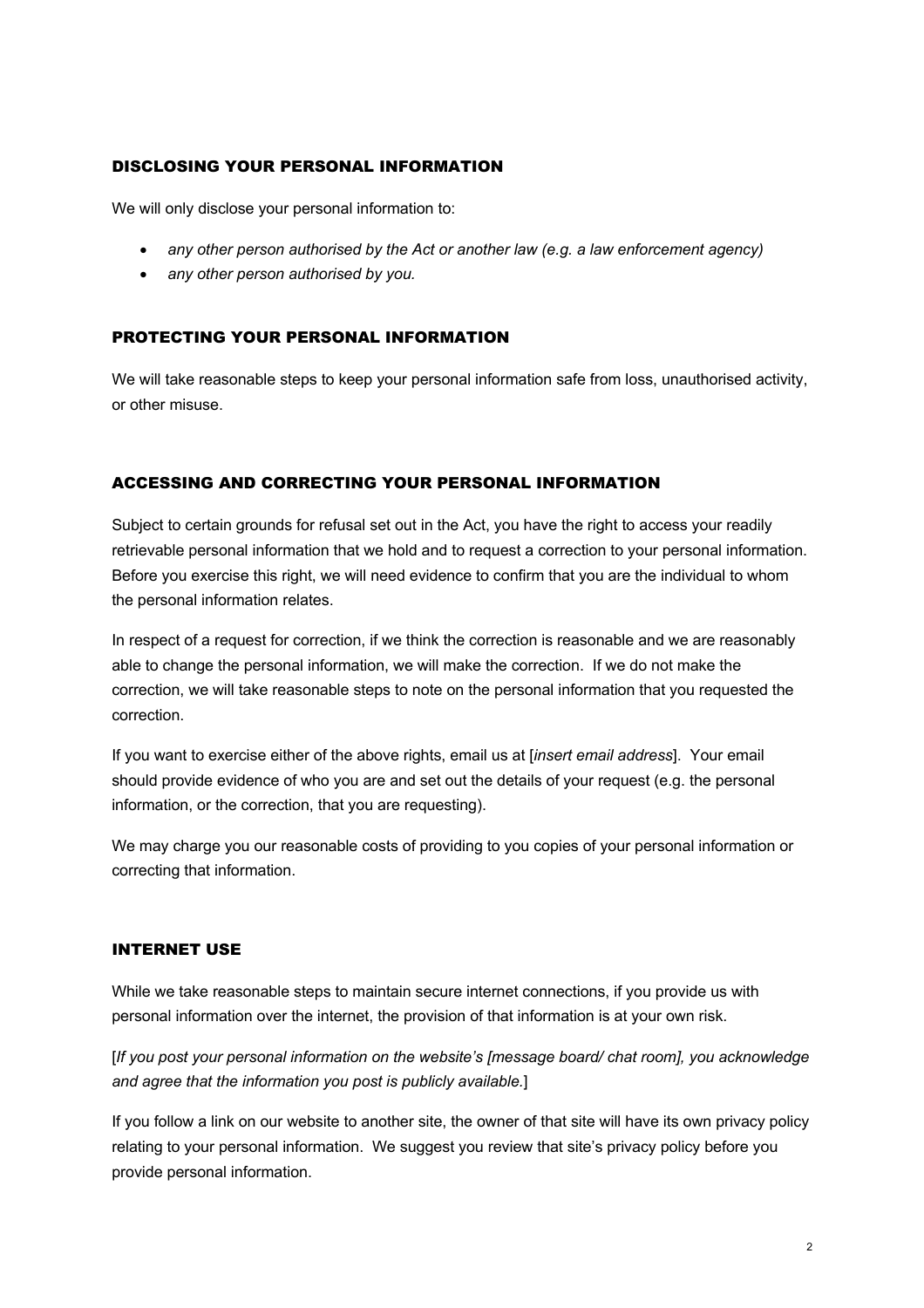## DISCLOSING YOUR PERSONAL INFORMATION

We will only disclose your personal information to:

- *any other person authorised by the Act or another law (e.g. a law enforcement agency)*
- *any other person authorised by you.*

## PROTECTING YOUR PERSONAL INFORMATION

We will take reasonable steps to keep your personal information safe from loss, unauthorised activity, or other misuse.

## ACCESSING AND CORRECTING YOUR PERSONAL INFORMATION

Subject to certain grounds for refusal set out in the Act, you have the right to access your readily retrievable personal information that we hold and to request a correction to your personal information. Before you exercise this right, we will need evidence to confirm that you are the individual to whom the personal information relates.

In respect of a request for correction, if we think the correction is reasonable and we are reasonably able to change the personal information, we will make the correction. If we do not make the correction, we will take reasonable steps to note on the personal information that you requested the correction.

If you want to exercise either of the above rights, email us at [*insert email address*]. Your email should provide evidence of who you are and set out the details of your request (e.g. the personal information, or the correction, that you are requesting).

We may charge you our reasonable costs of providing to you copies of your personal information or correcting that information.

## INTERNET USE

While we take reasonable steps to maintain secure internet connections, if you provide us with personal information over the internet, the provision of that information is at your own risk.

[*If you post your personal information on the website's [message board/ chat room], you acknowledge and agree that the information you post is publicly available.*]

If you follow a link on our website to another site, the owner of that site will have its own privacy policy relating to your personal information. We suggest you review that site's privacy policy before you provide personal information.